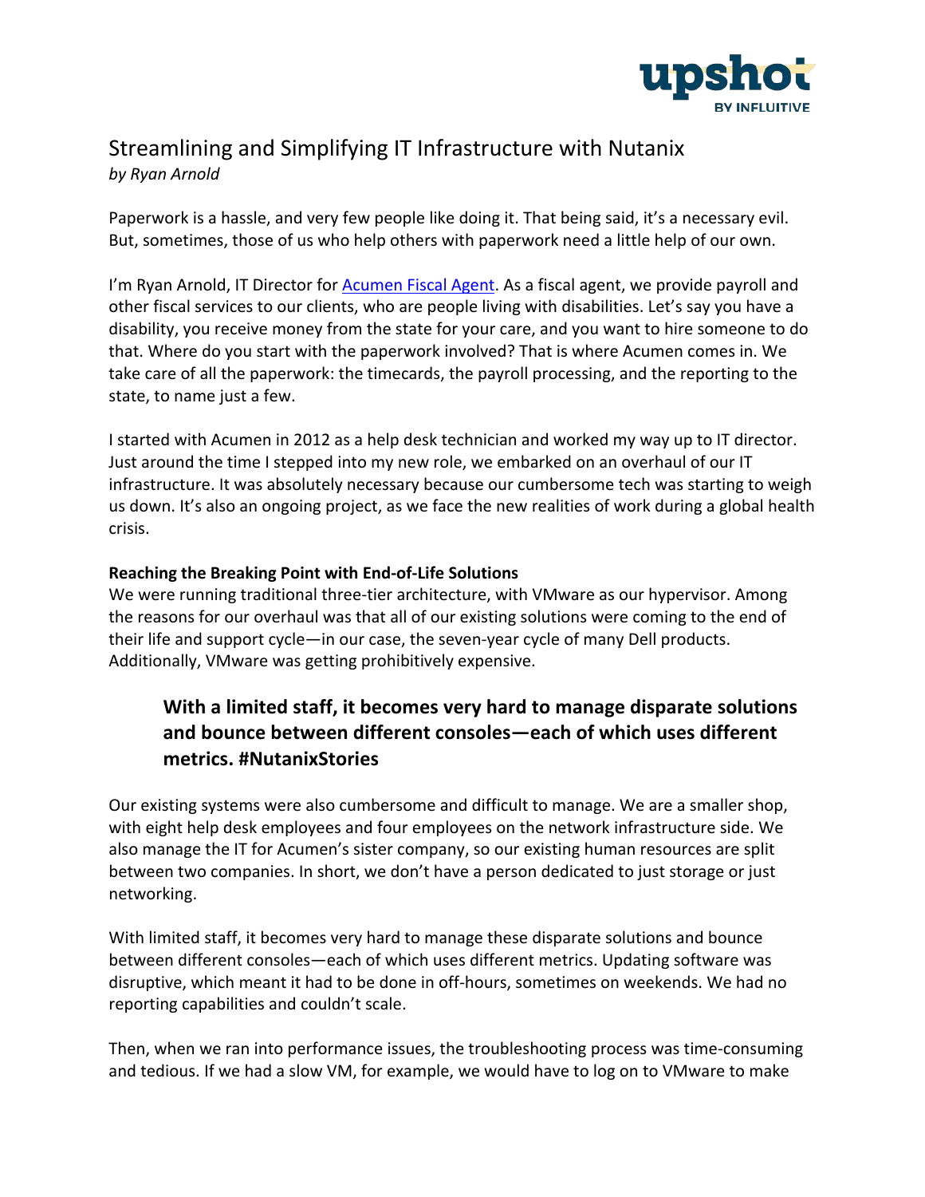# Streamlining and Simplifying IT Infrastructure with Nutanix

*by Ryan Arnold*

Paperwork is a hassle, and very few people like doing it. That being said, it's a necessary evil. But, sometimes, those of us who help others with paperwork need a little help of our own.

I'm Ryan Arnold, IT Director for [Acumen Fiscal Agent](). As a fiscal agent, we provide payroll and other fiscal services to our clients, who are people living with disabilities. Let's say you have a disability, you receive money from the state for your care, and you want to hire someone to do that. Where do you start with the paperwork involved? That is where Acumen comes in. We take care of all the paperwork: the timecards, the payroll processing, and the reporting to the state, to name just a few.

I started with Acumen in 2012 as a help desk technician and worked my way up to IT director. Just around the time I stepped into my new role, we embarked on an overhaul of our IT infrastructure. It was absolutely necessary because our cumbersome tech was starting to weigh us down. It's also an ongoing project, as we face the new realities of work during a global health crisis.

**Reaching the Breaking Point with End-of-Life Solutions**

We were running traditional three-tier architecture, with VMware as our hypervisor. Among the reasons for our overhaul was that all of our existing solutions were coming to the end of their life and support cycle—in our case, the seven-year cycle of many Dell products. Additionally, VMware was getting prohibitively expensive.

> **With a limited staff, it becomes very hard to manage disparate solutions and bounce between different consoles—each of which uses different metrics. #NutanixStories**

Our existing systems were also cumbersome and difficult to manage. We are a smaller shop, with eight help desk employees and four employees on the network infrastructure side. We also manage the IT for Acumen's sister company, so our existing human resources are split between two companies. In short, we don't have a person dedicated to just storage or just networking.

With limited staff, it becomes very hard to manage these disparate solutions and bounce between different consoles—each of which uses different metrics. Updating software was disruptive, which meant it had to be done in off-hours, sometimes on weekends. We had no reporting capabilities and couldn't scale.

Then, when we ran into performance issues, the troubleshooting process was time-consuming and tedious. If we had a slow VM, for example, we would have to log on to VMware to make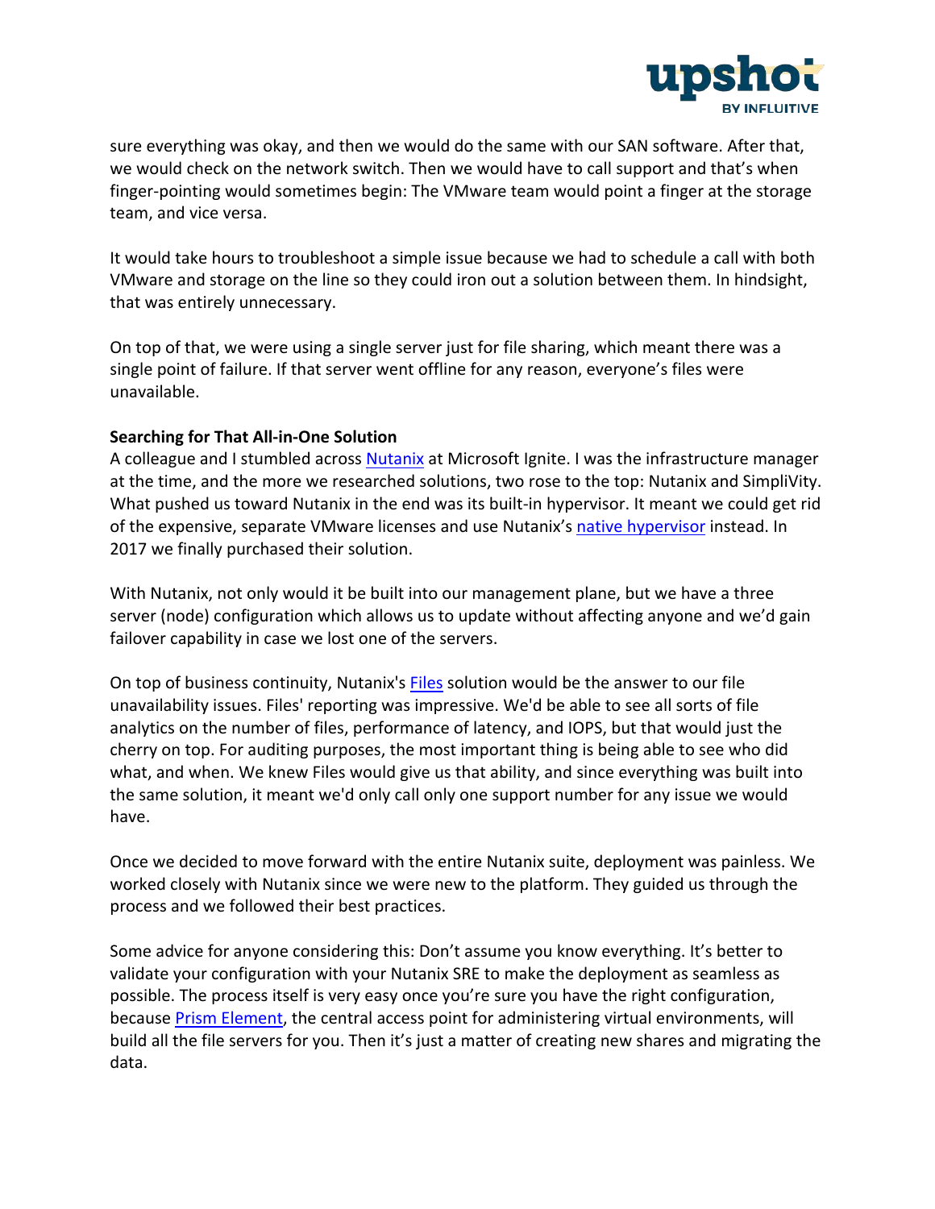sure everything was okay, and then we would do the same with our SAN software. After that, we would check on the network switch. Then we would have to call support and that's when finger-pointing would sometimes begin: The VMware team would point a finger at the storage team, and vice versa.

It would take hours to troubleshoot a simple issue because we had to schedule a call with both VMware and storage on the line so they could iron out a solution between them. In hindsight, that was entirely unnecessary.

On top of that, we were using a single server just for file sharing, which meant there was a single point of failure. If that server went offline for any reason, everyone's files were unavailable.

**Searching for That All-in-One Solution**

A colleague and I stumbled across Nutanix at Microsoft Ignite. I was the infrastructure manager at the time, and the more we researched solutions, two rose to the top: Nutanix and SimpliVity. What pushed us toward Nutanix in the end was its built-in hypervisor. It meant we could get rid of the expensive, separate VMware licenses and use Nutanix's native hypervisor instead. In 2017 we finally purchased their solution.

With Nutanix, not only would it be built into our management plane, but we have a three server (node) configuration which allows us to update without affecting anyone and we'd gain failover capability in case we lost one of the servers.

On top of business continuity, Nutanix's Files solution would be the answer to our file unavailability issues. Files' reporting was impressive. We'd be able to see all sorts of file analytics on the number of files, performance of latency, and IOPS, but that would just the cherry on top. For auditing purposes, the most important thing is being able to see who did what, and when. We knew Files would give us that ability, and since everything was built into the same solution, it meant we'd only call only one support number for any issue we would have.

Once we decided to move forward with the entire Nutanix suite, deployment was painless. We worked closely with Nutanix since we were new to the platform. They guided us through the process and we followed their best practices.

Some advice for anyone considering this: Don't assume you know everything. It's better to validate your configuration with your Nutanix SRE to make the deployment as seamless as possible. The process itself is very easy once you're sure you have the right configuration, because Prism Element, the central access point for administering virtual environments, will build all the file servers for you. Then it's just a matter of creating new shares and migrating the data.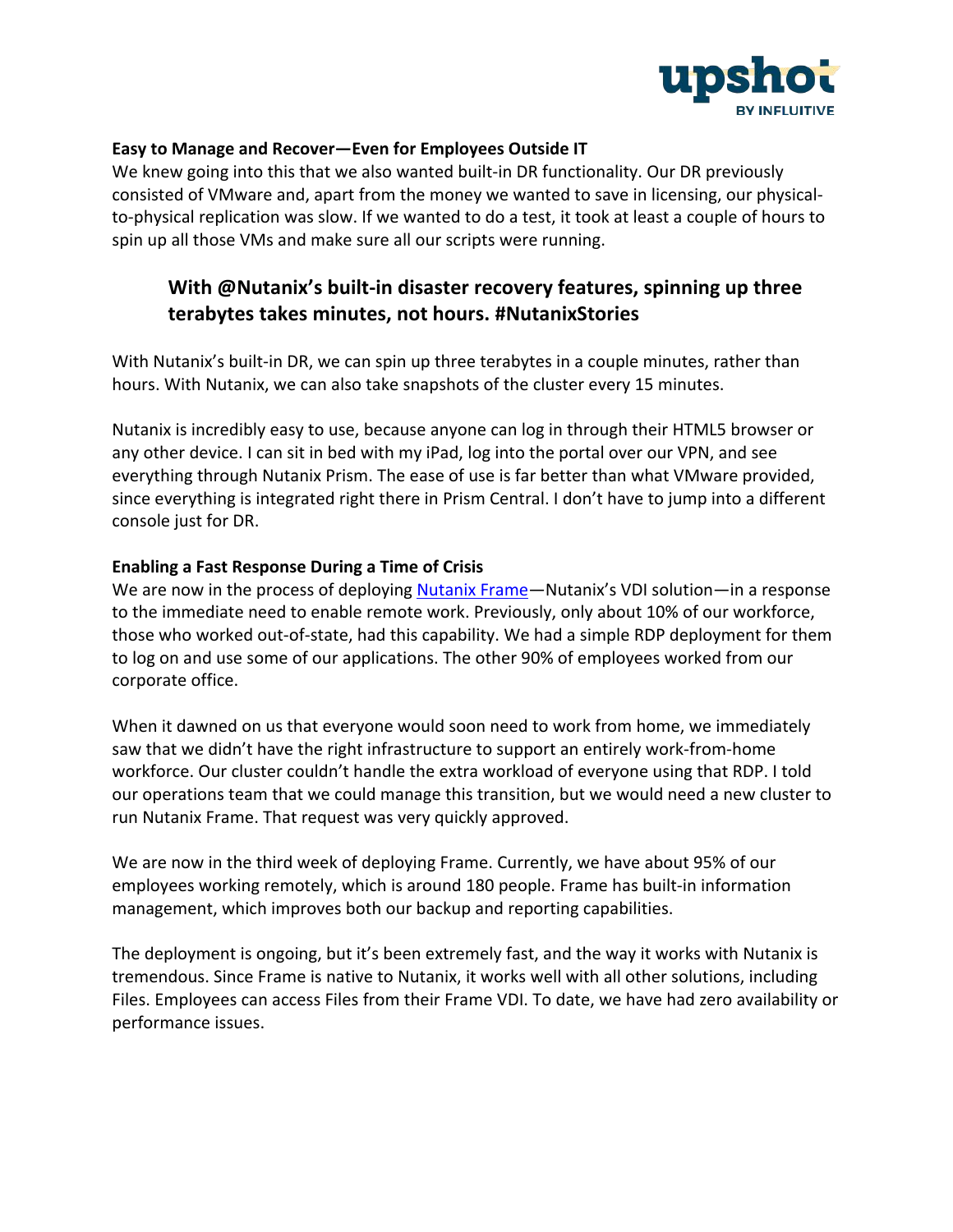**Easy to Manage and Recover—Even for Employees Outside IT**

We knew going into this that we also wanted built-in DR functionality. Our DR previously consisted of VMware and, apart from the money we wanted to save in licensing, our physical-to-physical replication was slow. If we wanted to do a test, it took at least a couple of hours to spin up all those VMs and make sure all our scripts were running.

> **With @Nutanix's built-in disaster recovery features, spinning up three terabytes takes minutes, not hours. #NutanixStories**

With Nutanix's built-in DR, we can spin up three terabytes in a couple minutes, rather than hours. With Nutanix, we can also take snapshots of the cluster every 15 minutes.

Nutanix is incredibly easy to use, because anyone can log in through their HTML5 browser or any other device. I can sit in bed with my iPad, log into the portal over our VPN, and see everything through Nutanix Prism. The ease of use is far better than what VMware provided, since everything is integrated right there in Prism Central. I don't have to jump into a different console just for DR.

**Enabling a Fast Response During a Time of Crisis**

We are now in the process of deploying Nutanix Frame—Nutanix's VDI solution—in a response to the immediate need to enable remote work. Previously, only about 10% of our workforce, those who worked out-of-state, had this capability. We had a simple RDP deployment for them to log on and use some of our applications. The other 90% of employees worked from our corporate office.

When it dawned on us that everyone would soon need to work from home, we immediately saw that we didn't have the right infrastructure to support an entirely work-from-home workforce. Our cluster couldn't handle the extra workload of everyone using that RDP. I told our operations team that we could manage this transition, but we would need a new cluster to run Nutanix Frame. That request was very quickly approved.

We are now in the third week of deploying Frame. Currently, we have about 95% of our employees working remotely, which is around 180 people. Frame has built-in information management, which improves both our backup and reporting capabilities.

The deployment is ongoing, but it's been extremely fast, and the way it works with Nutanix is tremendous. Since Frame is native to Nutanix, it works well with all other solutions, including Files. Employees can access Files from their Frame VDI. To date, we have had zero availability or performance issues.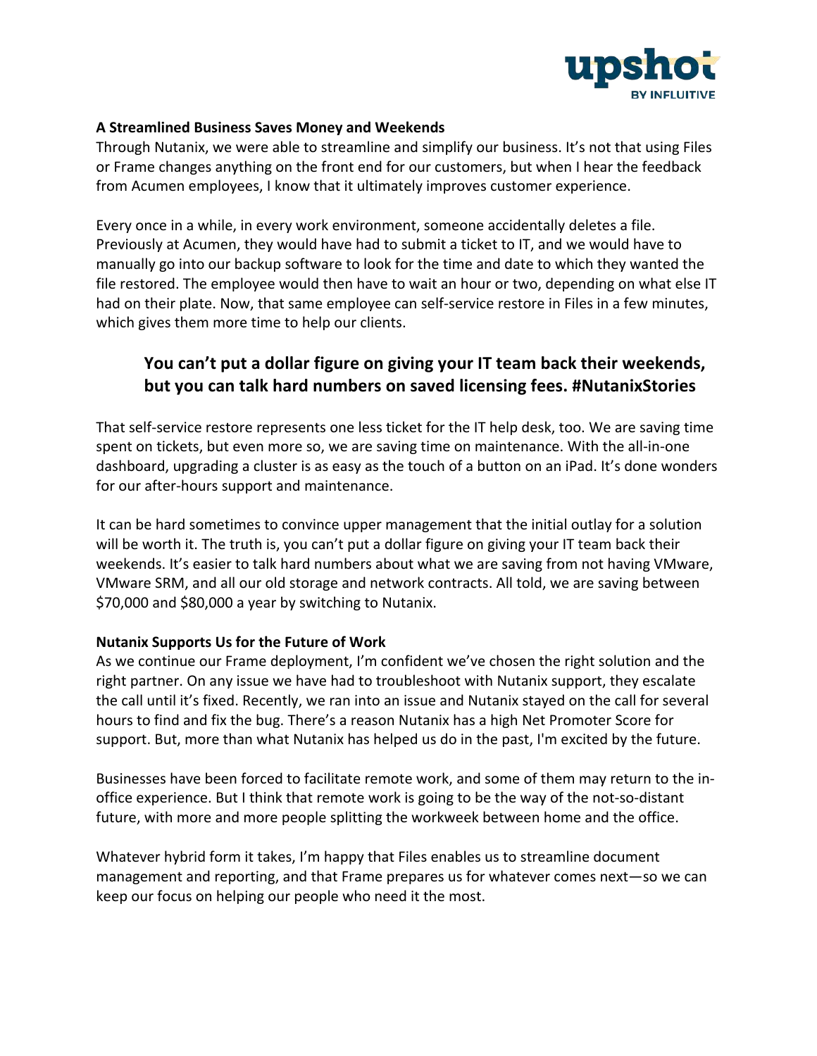**A Streamlined Business Saves Money and Weekends**

Through Nutanix, we were able to streamline and simplify our business. It's not that using Files or Frame changes anything on the front end for our customers, but when I hear the feedback from Acumen employees, I know that it ultimately improves customer experience.

Every once in a while, in every work environment, someone accidentally deletes a file. Previously at Acumen, they would have had to submit a ticket to IT, and we would have to manually go into our backup software to look for the time and date to which they wanted the file restored. The employee would then have to wait an hour or two, depending on what else IT had on their plate. Now, that same employee can self-service restore in Files in a few minutes, which gives them more time to help our clients.

> **You can't put a dollar figure on giving your IT team back their weekends, but you can talk hard numbers on saved licensing fees. #NutanixStories**

That self-service restore represents one less ticket for the IT help desk, too. We are saving time spent on tickets, but even more so, we are saving time on maintenance. With the all-in-one dashboard, upgrading a cluster is as easy as the touch of a button on an iPad. It's done wonders for our after-hours support and maintenance.

It can be hard sometimes to convince upper management that the initial outlay for a solution will be worth it. The truth is, you can't put a dollar figure on giving your IT team back their weekends. It's easier to talk hard numbers about what we are saving from not having VMware, VMware SRM, and all our old storage and network contracts. All told, we are saving between $70,000 and $80,000 a year by switching to Nutanix.

**Nutanix Supports Us for the Future of Work**

As we continue our Frame deployment, I'm confident we've chosen the right solution and the right partner. On any issue we have had to troubleshoot with Nutanix support, they escalate the call until it's fixed. Recently, we ran into an issue and Nutanix stayed on the call for several hours to find and fix the bug. There's a reason Nutanix has a high Net Promoter Score for support. But, more than what Nutanix has helped us do in the past, I'm excited by the future.

Businesses have been forced to facilitate remote work, and some of them may return to the in-office experience. But I think that remote work is going to be the way of the not-so-distant future, with more and more people splitting the workweek between home and the office.

Whatever hybrid form it takes, I'm happy that Files enables us to streamline document management and reporting, and that Frame prepares us for whatever comes next—so we can keep our focus on helping our people who need it the most.